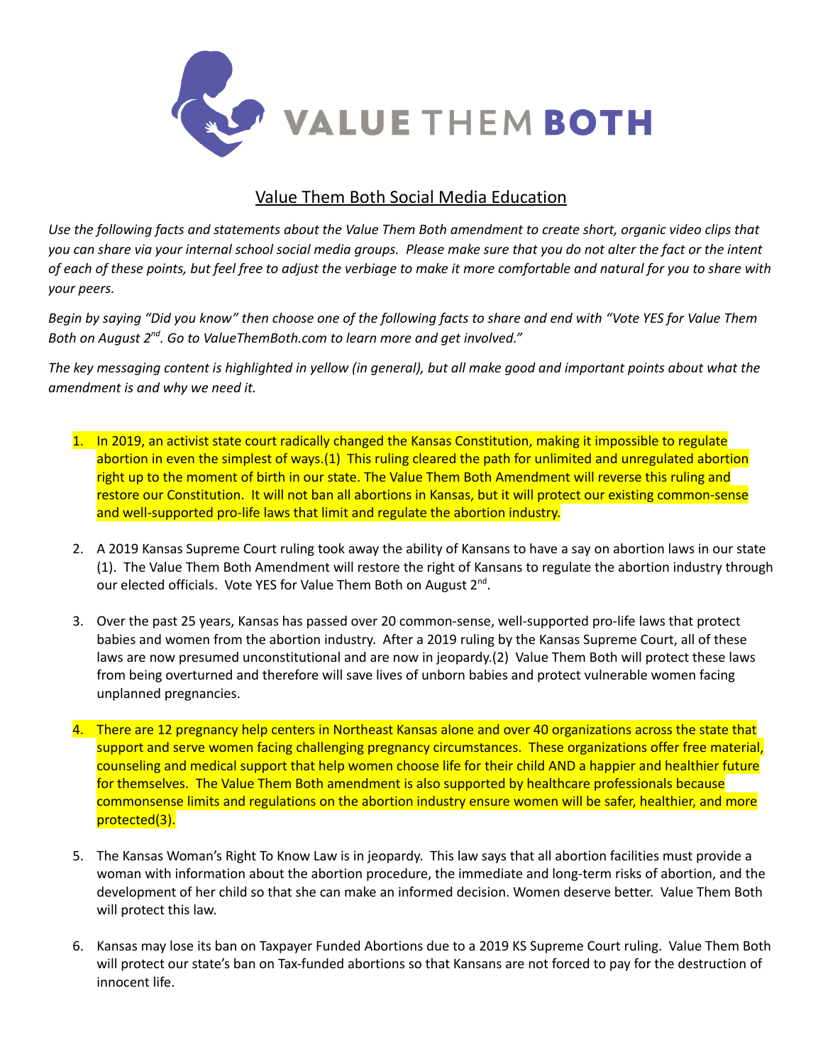# VALUE THEM BOTH

## Value Them Both Social Media Education

*Use the following facts and statements about the Value Them Both amendment to create short, organic video clips that you can share via your internal school social media groups. Please make sure that you do not alter the fact or the intent of each of these points, but feel free to adjust the verbiage to make it more comfortable and natural for you to share with your peers.*

*Begin by saying "Did you know" then choose one of the following facts to share and end with "Vote YES for Value Them Both on August 2nd. Go to ValueThemBoth.com to learn more and get involved."*

*The key messaging content is highlighted in yellow (in general), but all make good and important points about what the amendment is and why we need it.*

1. In 2019, an activist state court radically changed the Kansas Constitution, making it impossible to regulate abortion in even the simplest of ways.(1) This ruling cleared the path for unlimited and unregulated abortion right up to the moment of birth in our state. The Value Them Both Amendment will reverse this ruling and restore our Constitution. It will not ban all abortions in Kansas, but it will protect our existing common-sense and well-supported pro-life laws that limit and regulate the abortion industry.

2. A 2019 Kansas Supreme Court ruling took away the ability of Kansans to have a say on abortion laws in our state (1). The Value Them Both Amendment will restore the right of Kansans to regulate the abortion industry through our elected officials. Vote YES for Value Them Both on August 2nd.

3. Over the past 25 years, Kansas has passed over 20 common-sense, well-supported pro-life laws that protect babies and women from the abortion industry. After a 2019 ruling by the Kansas Supreme Court, all of these laws are now presumed unconstitutional and are now in jeopardy.(2) Value Them Both will protect these laws from being overturned and therefore will save lives of unborn babies and protect vulnerable women facing unplanned pregnancies.

4. There are 12 pregnancy help centers in Northeast Kansas alone and over 40 organizations across the state that support and serve women facing challenging pregnancy circumstances. These organizations offer free material, counseling and medical support that help women choose life for their child AND a happier and healthier future for themselves. The Value Them Both amendment is also supported by healthcare professionals because commonsense limits and regulations on the abortion industry ensure women will be safer, healthier, and more protected(3).

5. The Kansas Woman's Right To Know Law is in jeopardy. This law says that all abortion facilities must provide a woman with information about the abortion procedure, the immediate and long-term risks of abortion, and the development of her child so that she can make an informed decision. Women deserve better. Value Them Both will protect this law.

6. Kansas may lose its ban on Taxpayer Funded Abortions due to a 2019 KS Supreme Court ruling. Value Them Both will protect our state's ban on Tax-funded abortions so that Kansans are not forced to pay for the destruction of innocent life.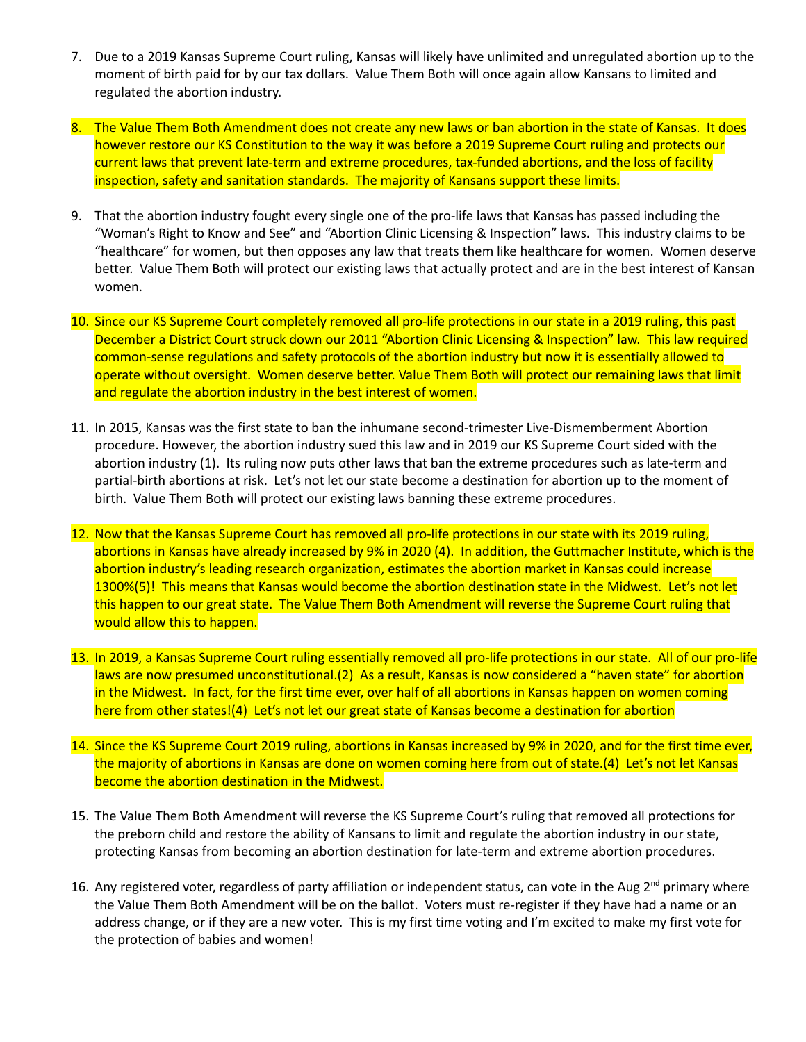7. Due to a 2019 Kansas Supreme Court ruling, Kansas will likely have unlimited and unregulated abortion up to the moment of birth paid for by our tax dollars. Value Them Both will once again allow Kansans to limited and regulated the abortion industry.

8. The Value Them Both Amendment does not create any new laws or ban abortion in the state of Kansas. It does however restore our KS Constitution to the way it was before a 2019 Supreme Court ruling and protects our current laws that prevent late-term and extreme procedures, tax-funded abortions, and the loss of facility inspection, safety and sanitation standards. The majority of Kansans support these limits.

9. That the abortion industry fought every single one of the pro-life laws that Kansas has passed including the "Woman's Right to Know and See" and "Abortion Clinic Licensing & Inspection" laws. This industry claims to be "healthcare" for women, but then opposes any law that treats them like healthcare for women. Women deserve better. Value Them Both will protect our existing laws that actually protect and are in the best interest of Kansan women.

10. Since our KS Supreme Court completely removed all pro-life protections in our state in a 2019 ruling, this past December a District Court struck down our 2011 "Abortion Clinic Licensing & Inspection" law. This law required common-sense regulations and safety protocols of the abortion industry but now it is essentially allowed to operate without oversight. Women deserve better. Value Them Both will protect our remaining laws that limit and regulate the abortion industry in the best interest of women.

11. In 2015, Kansas was the first state to ban the inhumane second-trimester Live-Dismemberment Abortion procedure. However, the abortion industry sued this law and in 2019 our KS Supreme Court sided with the abortion industry (1). Its ruling now puts other laws that ban the extreme procedures such as late-term and partial-birth abortions at risk. Let's not let our state become a destination for abortion up to the moment of birth. Value Them Both will protect our existing laws banning these extreme procedures.

12. Now that the Kansas Supreme Court has removed all pro-life protections in our state with its 2019 ruling, abortions in Kansas have already increased by 9% in 2020 (4). In addition, the Guttmacher Institute, which is the abortion industry's leading research organization, estimates the abortion market in Kansas could increase 1300%(5)! This means that Kansas would become the abortion destination state in the Midwest. Let's not let this happen to our great state. The Value Them Both Amendment will reverse the Supreme Court ruling that would allow this to happen.

13. In 2019, a Kansas Supreme Court ruling essentially removed all pro-life protections in our state. All of our pro-life laws are now presumed unconstitutional.(2) As a result, Kansas is now considered a "haven state" for abortion in the Midwest. In fact, for the first time ever, over half of all abortions in Kansas happen on women coming here from other states!(4) Let's not let our great state of Kansas become a destination for abortion

14. Since the KS Supreme Court 2019 ruling, abortions in Kansas increased by 9% in 2020, and for the first time ever, the majority of abortions in Kansas are done on women coming here from out of state.(4) Let's not let Kansas become the abortion destination in the Midwest.

15. The Value Them Both Amendment will reverse the KS Supreme Court's ruling that removed all protections for the preborn child and restore the ability of Kansans to limit and regulate the abortion industry in our state, protecting Kansas from becoming an abortion destination for late-term and extreme abortion procedures.

16. Any registered voter, regardless of party affiliation or independent status, can vote in the Aug 2nd primary where the Value Them Both Amendment will be on the ballot. Voters must re-register if they have had a name or an address change, or if they are a new voter. This is my first time voting and I'm excited to make my first vote for the protection of babies and women!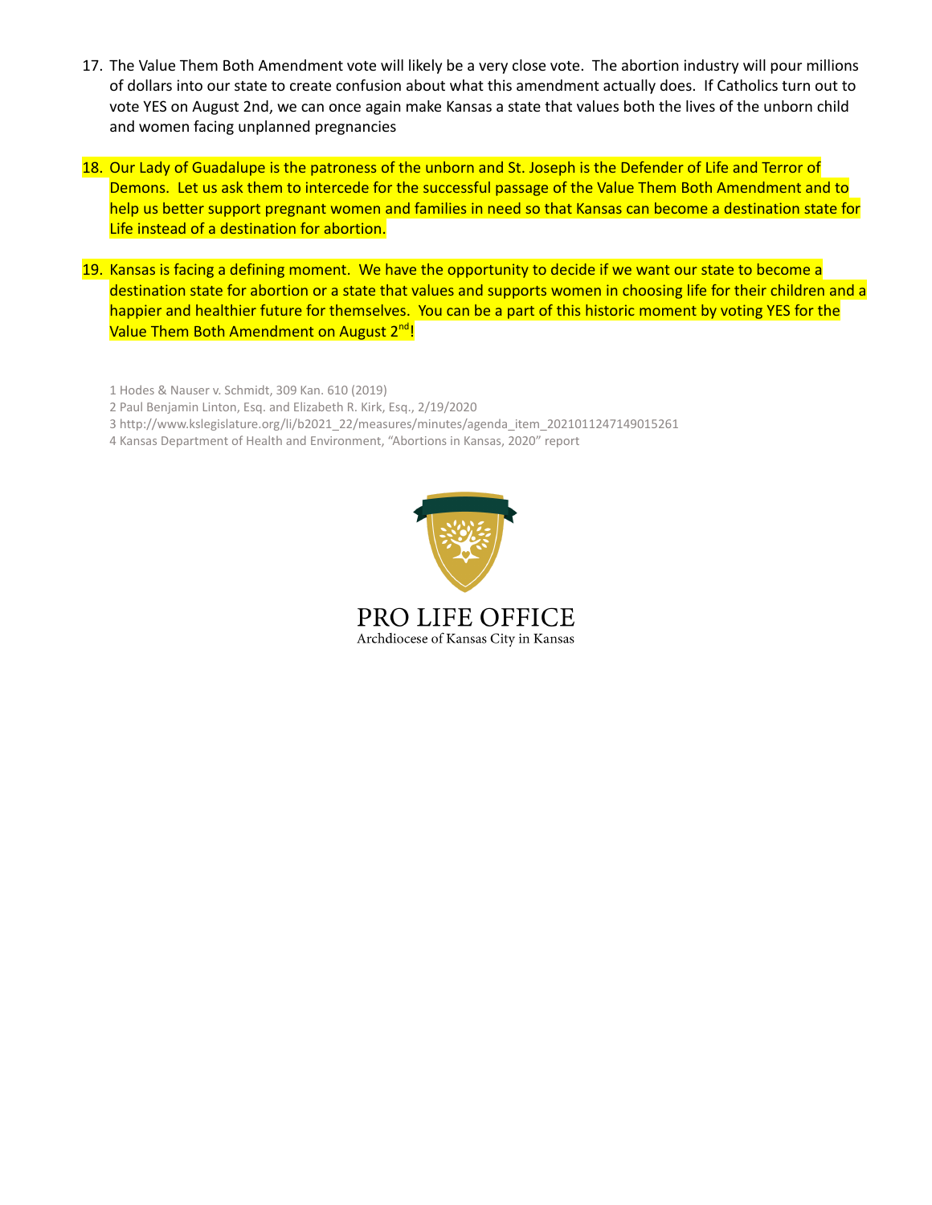17. The Value Them Both Amendment vote will likely be a very close vote. The abortion industry will pour millions of dollars into our state to create confusion about what this amendment actually does. If Catholics turn out to vote YES on August 2nd, we can once again make Kansas a state that values both the lives of the unborn child and women facing unplanned pregnancies

18. Our Lady of Guadalupe is the patroness of the unborn and St. Joseph is the Defender of Life and Terror of Demons. Let us ask them to intercede for the successful passage of the Value Them Both Amendment and to help us better support pregnant women and families in need so that Kansas can become a destination state for Life instead of a destination for abortion.

19. Kansas is facing a defining moment. We have the opportunity to decide if we want our state to become a destination state for abortion or a state that values and supports women in choosing life for their children and a happier and healthier future for themselves. You can be a part of this historic moment by voting YES for the Value Them Both Amendment on August 2nd!

1 Hodes & Nauser v. Schmidt, 309 Kan. 610 (2019)
2 Paul Benjamin Linton, Esq. and Elizabeth R. Kirk, Esq., 2/19/2020
3 http://www.kslegislature.org/li/b2021_22/measures/minutes/agenda_item_20210112471490152 61
4 Kansas Department of Health and Environment, "Abortions in Kansas, 2020" report

PRO LIFE OFFICE
Archdiocese of Kansas City in Kansas